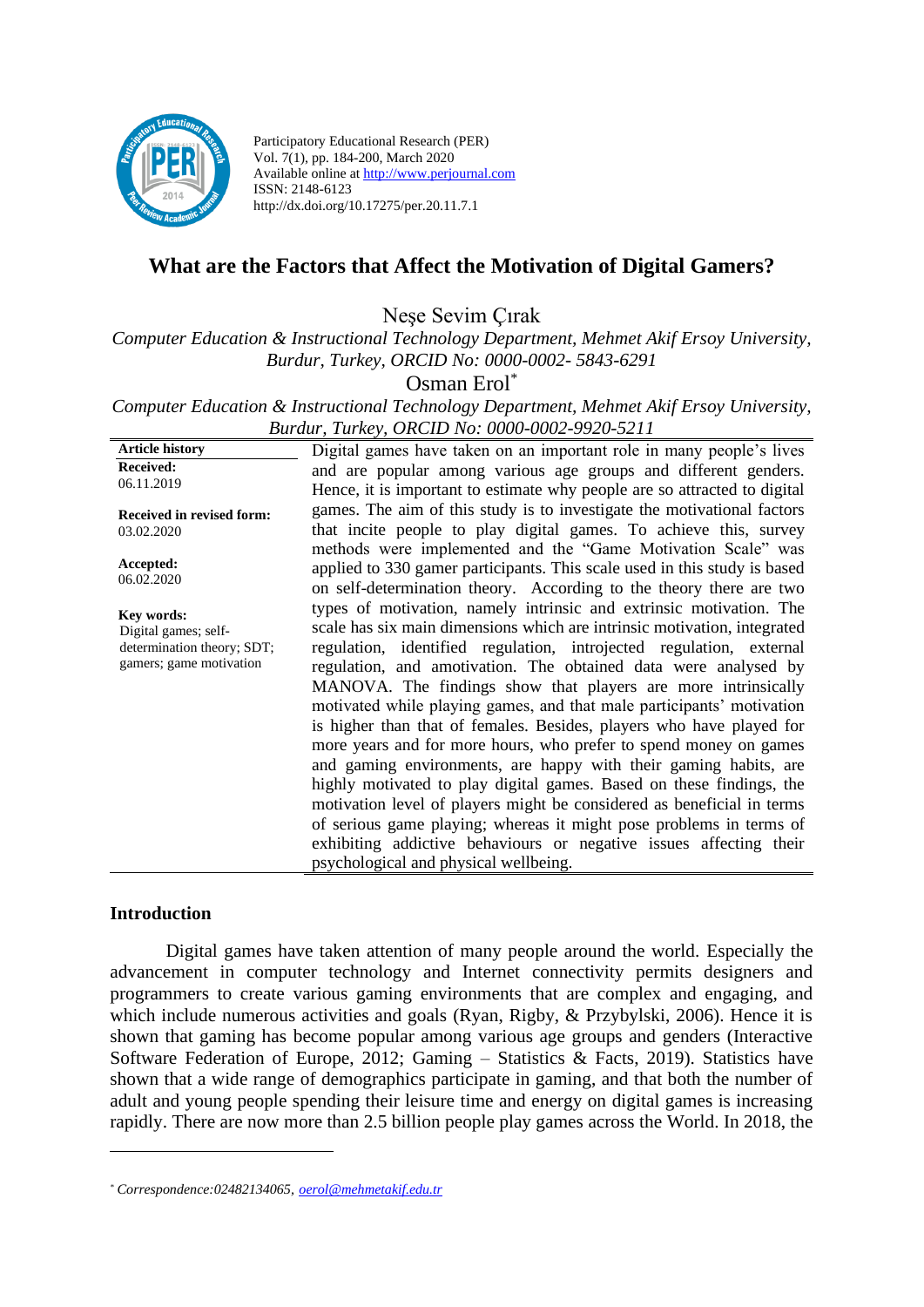Participatory Educational Research (PER)
Vol. 7(1), pp. 184-200, March 2020
Available online at http://www.perjournal.com
ISSN: 2148-6123
http://dx.doi.org/10.17275/per.20.11.7.1

# What are the Factors that Affect the Motivation of Digital Gamers?

Neşe Sevim Çırak

*Computer Education & Instructional Technology Department, Mehmet Akif Ersoy University, Burdur, Turkey, ORCID No: 0000-0002- 5843-6291*

Osman Erol*

*Computer Education & Instructional Technology Department, Mehmet Akif Ersoy University, Burdur, Turkey, ORCID No: 0000-0002-9920-5211*

**Article history**

**Received:**
06.11.2019

**Received in revised form:**
03.02.2020

**Accepted:**
06.02.2020

**Key words:**
Digital games; self-determination theory; SDT; gamers; game motivation

Digital games have taken on an important role in many people's lives and are popular among various age groups and different genders. Hence, it is important to estimate why people are so attracted to digital games. The aim of this study is to investigate the motivational factors that incite people to play digital games. To achieve this, survey methods were implemented and the "Game Motivation Scale" was applied to 330 gamer participants. This scale used in this study is based on self-determination theory. According to the theory there are two types of motivation, namely intrinsic and extrinsic motivation. The scale has six main dimensions which are intrinsic motivation, integrated regulation, identified regulation, introjected regulation, external regulation, and amotivation. The obtained data were analysed by MANOVA. The findings show that players are more intrinsically motivated while playing games, and that male participants' motivation is higher than that of females. Besides, players who have played for more years and for more hours, who prefer to spend money on games and gaming environments, are happy with their gaming habits, are highly motivated to play digital games. Based on these findings, the motivation level of players might be considered as beneficial in terms of serious game playing; whereas it might pose problems in terms of exhibiting addictive behaviours or negative issues affecting their psychological and physical wellbeing.

## Introduction

Digital games have taken attention of many people around the world. Especially the advancement in computer technology and Internet connectivity permits designers and programmers to create various gaming environments that are complex and engaging, and which include numerous activities and goals (Ryan, Rigby, & Przybylski, 2006). Hence it is shown that gaming has become popular among various age groups and genders (Interactive Software Federation of Europe, 2012; Gaming – Statistics & Facts, 2019). Statistics have shown that a wide range of demographics participate in gaming, and that both the number of adult and young people spending their leisure time and energy on digital games is increasing rapidly. There are now more than 2.5 billion people play games across the World. In 2018, the

---

* *Correspondence:02482134065, oerol@mehmetakif.edu.tr*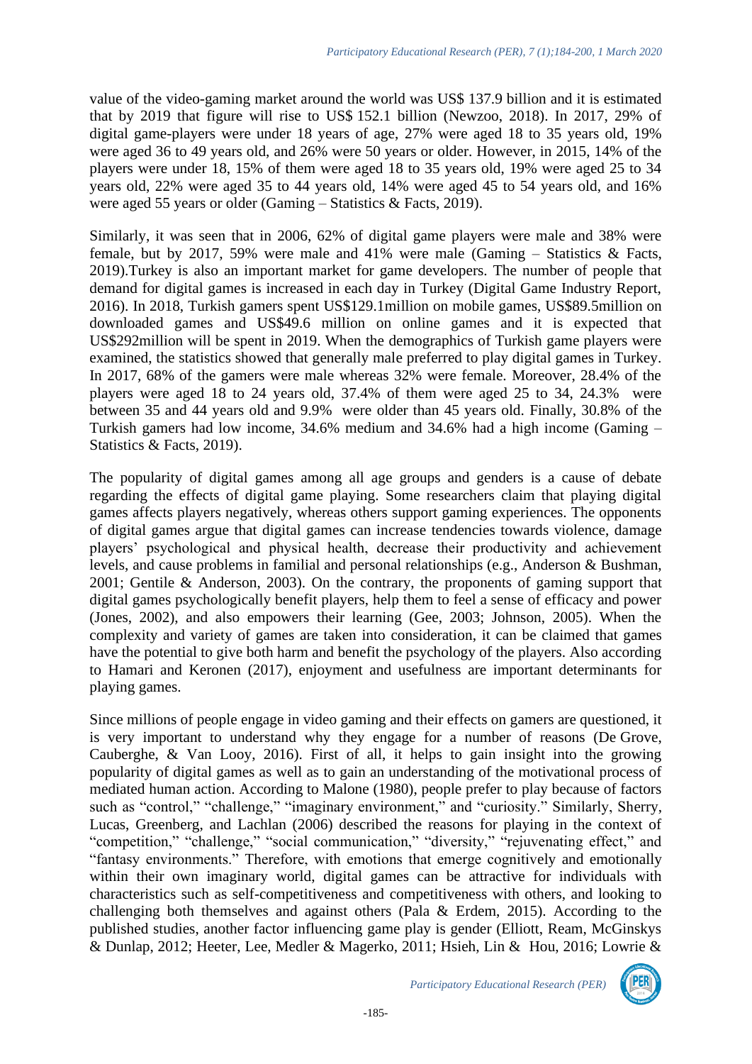value of the video-gaming market around the world was US$ 137.9 billion and it is estimated that by 2019 that figure will rise to US$ 152.1 billion (Newzoo, 2018). In 2017, 29% of digital game-players were under 18 years of age, 27% were aged 18 to 35 years old, 19% were aged 36 to 49 years old, and 26% were 50 years or older. However, in 2015, 14% of the players were under 18, 15% of them were aged 18 to 35 years old, 19% were aged 25 to 34 years old, 22% were aged 35 to 44 years old, 14% were aged 45 to 54 years old, and 16% were aged 55 years or older (Gaming – Statistics & Facts, 2019).

Similarly, it was seen that in 2006, 62% of digital game players were male and 38% were female, but by 2017, 59% were male and 41% were male (Gaming – Statistics & Facts, 2019).Turkey is also an important market for game developers. The number of people that demand for digital games is increased in each day in Turkey (Digital Game Industry Report, 2016). In 2018, Turkish gamers spent US$129.1million on mobile games, US$89.5million on downloaded games and US$49.6 million on online games and it is expected that US$292million will be spent in 2019. When the demographics of Turkish game players were examined, the statistics showed that generally male preferred to play digital games in Turkey. In 2017, 68% of the gamers were male whereas 32% were female. Moreover, 28.4% of the players were aged 18 to 24 years old, 37.4% of them were aged 25 to 34, 24.3% were between 35 and 44 years old and 9.9% were older than 45 years old. Finally, 30.8% of the Turkish gamers had low income, 34.6% medium and 34.6% had a high income (Gaming – Statistics & Facts, 2019).

The popularity of digital games among all age groups and genders is a cause of debate regarding the effects of digital game playing. Some researchers claim that playing digital games affects players negatively, whereas others support gaming experiences. The opponents of digital games argue that digital games can increase tendencies towards violence, damage players' psychological and physical health, decrease their productivity and achievement levels, and cause problems in familial and personal relationships (e.g., Anderson & Bushman, 2001; Gentile & Anderson, 2003). On the contrary, the proponents of gaming support that digital games psychologically benefit players, help them to feel a sense of efficacy and power (Jones, 2002), and also empowers their learning (Gee, 2003; Johnson, 2005). When the complexity and variety of games are taken into consideration, it can be claimed that games have the potential to give both harm and benefit the psychology of the players. Also according to Hamari and Keronen (2017), enjoyment and usefulness are important determinants for playing games.

Since millions of people engage in video gaming and their effects on gamers are questioned, it is very important to understand why they engage for a number of reasons (De Grove, Cauberghe, & Van Looy, 2016). First of all, it helps to gain insight into the growing popularity of digital games as well as to gain an understanding of the motivational process of mediated human action. According to Malone (1980), people prefer to play because of factors such as "control," "challenge," "imaginary environment," and "curiosity." Similarly, Sherry, Lucas, Greenberg, and Lachlan (2006) described the reasons for playing in the context of "competition," "challenge," "social communication," "diversity," "rejuvenating effect," and "fantasy environments." Therefore, with emotions that emerge cognitively and emotionally within their own imaginary world, digital games can be attractive for individuals with characteristics such as self-competitiveness and competitiveness with others, and looking to challenging both themselves and against others (Pala & Erdem, 2015). According to the published studies, another factor influencing game play is gender (Elliott, Ream, McGinskys & Dunlap, 2012; Heeter, Lee, Medler & Magerko, 2011; Hsieh, Lin & Hou, 2016; Lowrie &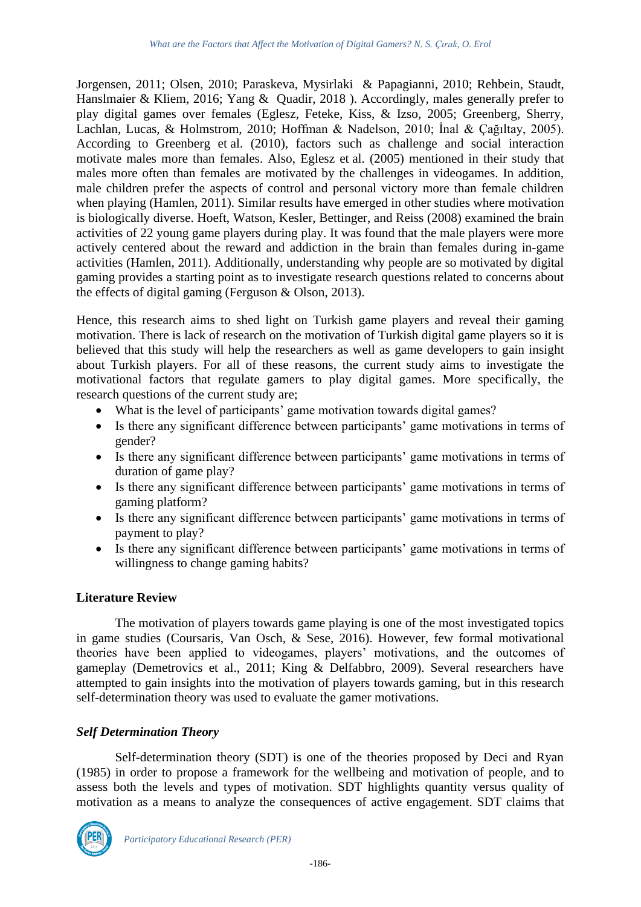Jorgensen, 2011; Olsen, 2010; Paraskeva, Mysirlaki & Papagianni, 2010; Rehbein, Staudt, Hanslmaier & Kliem, 2016; Yang & Quadir, 2018 ). Accordingly, males generally prefer to play digital games over females (Eglesz, Feteke, Kiss, & Izso, 2005; Greenberg, Sherry, Lachlan, Lucas, & Holmstrom, 2010; Hoffman & Nadelson, 2010; İnal & Çağıltay, 2005). According to Greenberg et al. (2010), factors such as challenge and social interaction motivate males more than females. Also, Eglesz et al. (2005) mentioned in their study that males more often than females are motivated by the challenges in videogames. In addition, male children prefer the aspects of control and personal victory more than female children when playing (Hamlen, 2011). Similar results have emerged in other studies where motivation is biologically diverse. Hoeft, Watson, Kesler, Bettinger, and Reiss (2008) examined the brain activities of 22 young game players during play. It was found that the male players were more actively centered about the reward and addiction in the brain than females during in-game activities (Hamlen, 2011). Additionally, understanding why people are so motivated by digital gaming provides a starting point as to investigate research questions related to concerns about the effects of digital gaming (Ferguson & Olson, 2013).

Hence, this research aims to shed light on Turkish game players and reveal their gaming motivation. There is lack of research on the motivation of Turkish digital game players so it is believed that this study will help the researchers as well as game developers to gain insight about Turkish players. For all of these reasons, the current study aims to investigate the motivational factors that regulate gamers to play digital games. More specifically, the research questions of the current study are;

- What is the level of participants' game motivation towards digital games?
- Is there any significant difference between participants' game motivations in terms of gender?
- Is there any significant difference between participants' game motivations in terms of duration of game play?
- Is there any significant difference between participants' game motivations in terms of gaming platform?
- Is there any significant difference between participants' game motivations in terms of payment to play?
- Is there any significant difference between participants' game motivations in terms of willingness to change gaming habits?

## Literature Review

The motivation of players towards game playing is one of the most investigated topics in game studies (Coursaris, Van Osch, & Sese, 2016). However, few formal motivational theories have been applied to videogames, players' motivations, and the outcomes of gameplay (Demetrovics et al., 2011; King & Delfabbro, 2009). Several researchers have attempted to gain insights into the motivation of players towards gaming, but in this research self-determination theory was used to evaluate the gamer motivations.

### *Self Determination Theory*

Self-determination theory (SDT) is one of the theories proposed by Deci and Ryan (1985) in order to propose a framework for the wellbeing and motivation of people, and to assess both the levels and types of motivation. SDT highlights quantity versus quality of motivation as a means to analyze the consequences of active engagement. SDT claims that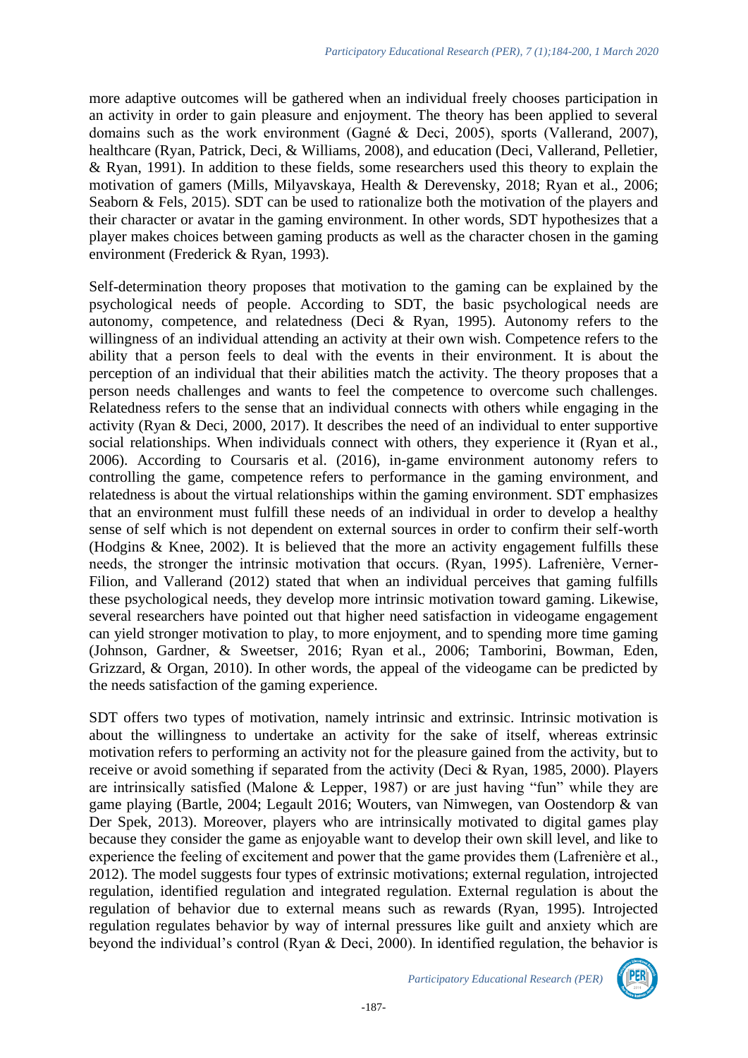more adaptive outcomes will be gathered when an individual freely chooses participation in an activity in order to gain pleasure and enjoyment. The theory has been applied to several domains such as the work environment (Gagné & Deci, 2005), sports (Vallerand, 2007), healthcare (Ryan, Patrick, Deci, & Williams, 2008), and education (Deci, Vallerand, Pelletier, & Ryan, 1991). In addition to these fields, some researchers used this theory to explain the motivation of gamers (Mills, Milyavskaya, Health & Derevensky, 2018; Ryan et al., 2006; Seaborn & Fels, 2015). SDT can be used to rationalize both the motivation of the players and their character or avatar in the gaming environment. In other words, SDT hypothesizes that a player makes choices between gaming products as well as the character chosen in the gaming environment (Frederick & Ryan, 1993).

Self-determination theory proposes that motivation to the gaming can be explained by the psychological needs of people. According to SDT, the basic psychological needs are autonomy, competence, and relatedness (Deci & Ryan, 1995). Autonomy refers to the willingness of an individual attending an activity at their own wish. Competence refers to the ability that a person feels to deal with the events in their environment. It is about the perception of an individual that their abilities match the activity. The theory proposes that a person needs challenges and wants to feel the competence to overcome such challenges. Relatedness refers to the sense that an individual connects with others while engaging in the activity (Ryan & Deci, 2000, 2017). It describes the need of an individual to enter supportive social relationships. When individuals connect with others, they experience it (Ryan et al., 2006). According to Coursaris et al. (2016), in-game environment autonomy refers to controlling the game, competence refers to performance in the gaming environment, and relatedness is about the virtual relationships within the gaming environment. SDT emphasizes that an environment must fulfill these needs of an individual in order to develop a healthy sense of self which is not dependent on external sources in order to confirm their self-worth (Hodgins & Knee, 2002). It is believed that the more an activity engagement fulfills these needs, the stronger the intrinsic motivation that occurs. (Ryan, 1995). Lafrenière, Verner-Filion, and Vallerand (2012) stated that when an individual perceives that gaming fulfills these psychological needs, they develop more intrinsic motivation toward gaming. Likewise, several researchers have pointed out that higher need satisfaction in videogame engagement can yield stronger motivation to play, to more enjoyment, and to spending more time gaming (Johnson, Gardner, & Sweetser, 2016; Ryan et al., 2006; Tamborini, Bowman, Eden, Grizzard, & Organ, 2010). In other words, the appeal of the videogame can be predicted by the needs satisfaction of the gaming experience.

SDT offers two types of motivation, namely intrinsic and extrinsic. Intrinsic motivation is about the willingness to undertake an activity for the sake of itself, whereas extrinsic motivation refers to performing an activity not for the pleasure gained from the activity, but to receive or avoid something if separated from the activity (Deci & Ryan, 1985, 2000). Players are intrinsically satisfied (Malone & Lepper, 1987) or are just having "fun" while they are game playing (Bartle, 2004; Legault 2016; Wouters, van Nimwegen, van Oostendorp & van Der Spek, 2013). Moreover, players who are intrinsically motivated to digital games play because they consider the game as enjoyable want to develop their own skill level, and like to experience the feeling of excitement and power that the game provides them (Lafrenière et al., 2012). The model suggests four types of extrinsic motivations; external regulation, introjected regulation, identified regulation and integrated regulation. External regulation is about the regulation of behavior due to external means such as rewards (Ryan, 1995). Introjected regulation regulates behavior by way of internal pressures like guilt and anxiety which are beyond the individual's control (Ryan & Deci, 2000). In identified regulation, the behavior is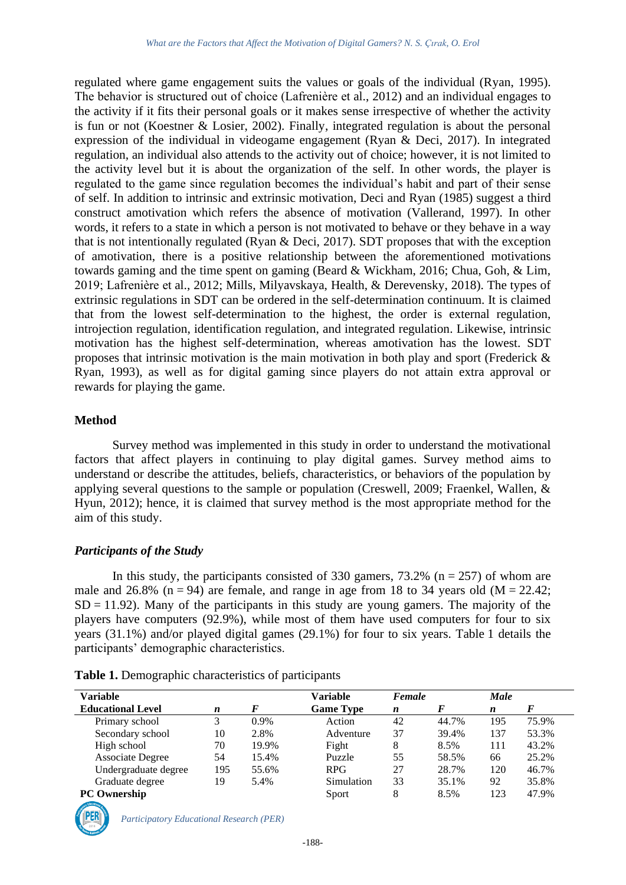regulated where game engagement suits the values or goals of the individual (Ryan, 1995). The behavior is structured out of choice (Lafrenière et al., 2012) and an individual engages to the activity if it fits their personal goals or it makes sense irrespective of whether the activity is fun or not (Koestner & Losier, 2002). Finally, integrated regulation is about the personal expression of the individual in videogame engagement (Ryan & Deci, 2017). In integrated regulation, an individual also attends to the activity out of choice; however, it is not limited to the activity level but it is about the organization of the self. In other words, the player is regulated to the game since regulation becomes the individual's habit and part of their sense of self. In addition to intrinsic and extrinsic motivation, Deci and Ryan (1985) suggest a third construct amotivation which refers the absence of motivation (Vallerand, 1997). In other words, it refers to a state in which a person is not motivated to behave or they behave in a way that is not intentionally regulated (Ryan & Deci, 2017). SDT proposes that with the exception of amotivation, there is a positive relationship between the aforementioned motivations towards gaming and the time spent on gaming (Beard & Wickham, 2016; Chua, Goh, & Lim, 2019; Lafrenière et al., 2012; Mills, Milyavskaya, Health, & Derevensky, 2018). The types of extrinsic regulations in SDT can be ordered in the self-determination continuum. It is claimed that from the lowest self-determination to the highest, the order is external regulation, introjection regulation, identification regulation, and integrated regulation. Likewise, intrinsic motivation has the highest self-determination, whereas amotivation has the lowest. SDT proposes that intrinsic motivation is the main motivation in both play and sport (Frederick & Ryan, 1993), as well as for digital gaming since players do not attain extra approval or rewards for playing the game.

## Method

Survey method was implemented in this study in order to understand the motivational factors that affect players in continuing to play digital games. Survey method aims to understand or describe the attitudes, beliefs, characteristics, or behaviors of the population by applying several questions to the sample or population (Creswell, 2009; Fraenkel, Wallen, & Hyun, 2012); hence, it is claimed that survey method is the most appropriate method for the aim of this study.

### *Participants of the Study*

In this study, the participants consisted of 330 gamers, 73.2% (n = 257) of whom are male and 26.8% (n = 94) are female, and range in age from 18 to 34 years old (M = 22.42; SD = 11.92). Many of the participants in this study are young gamers. The majority of the players have computers (92.9%), while most of them have used computers for four to six years (31.1%) and/or played digital games (29.1%) for four to six years. Table 1 details the participants' demographic characteristics.

**Table 1.** Demographic characteristics of participants

| Variable | | | Variable | *Female* | | *Male* | |
|---|---|---|---|---|---|---|---|
| **Educational Level** | ***n*** | ***F*** | **Game Type** | ***n*** | ***F*** | ***n*** | ***F*** |
| Primary school | 3 | 0.9% | Action | 42 | 44.7% | 195 | 75.9% |
| Secondary school | 10 | 2.8% | Adventure | 37 | 39.4% | 137 | 53.3% |
| High school | 70 | 19.9% | Fight | 8 | 8.5% | 111 | 43.2% |
| Associate Degree | 54 | 15.4% | Puzzle | 55 | 58.5% | 66 | 25.2% |
| Undergraduate degree | 195 | 55.6% | RPG | 27 | 28.7% | 120 | 46.7% |
| Graduate degree | 19 | 5.4% | Simulation | 33 | 35.1% | 92 | 35.8% |
| **PC Ownership** | | | Sport | 8 | 8.5% | 123 | 47.9% |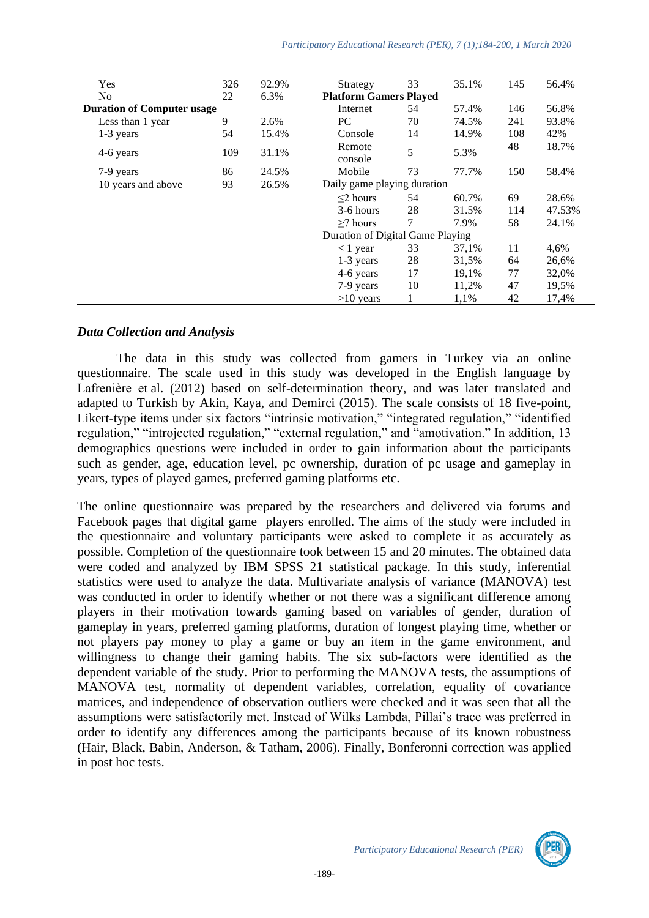| | | | | | | | |
|---|---|---|---|---|---|---|---|
| Yes | 326 | 92.9% | Strategy | 33 | 35.1% | 145 | 56.4% |
| No | 22 | 6.3% | **Platform Gamers Played** | | | | |
| **Duration of Computer usage** | | | Internet | 54 | 57.4% | 146 | 56.8% |
| Less than 1 year | 9 | 2.6% | PC | 70 | 74.5% | 241 | 93.8% |
| 1-3 years | 54 | 15.4% | Console | 14 | 14.9% | 108 | 42% |
| 4-6 years | 109 | 31.1% | Remote console | 5 | 5.3% | 48 | 18.7% |
| 7-9 years | 86 | 24.5% | Mobile | 73 | 77.7% | 150 | 58.4% |
| 10 years and above | 93 | 26.5% | Daily game playing duration | | | | |
| | | | ≤2 hours | 54 | 60.7% | 69 | 28.6% |
| | | | 3-6 hours | 28 | 31.5% | 114 | 47.53% |
| | | | ≥7 hours | 7 | 7.9% | 58 | 24.1% |
| | | | Duration of Digital Game Playing | | | | |
| | | | < 1 year | 33 | 37,1% | 11 | 4,6% |
| | | | 1-3 years | 28 | 31,5% | 64 | 26,6% |
| | | | 4-6 years | 17 | 19,1% | 77 | 32,0% |
| | | | 7-9 years | 10 | 11,2% | 47 | 19,5% |
| | | | >10 years | 1 | 1,1% | 42 | 17,4% |

### *Data Collection and Analysis*

The data in this study was collected from gamers in Turkey via an online questionnaire. The scale used in this study was developed in the English language by Lafrenière et al. (2012) based on self-determination theory, and was later translated and adapted to Turkish by Akin, Kaya, and Demirci (2015). The scale consists of 18 five-point, Likert-type items under six factors "intrinsic motivation," "integrated regulation," "identified regulation," "introjected regulation," "external regulation," and "amotivation." In addition, 13 demographics questions were included in order to gain information about the participants such as gender, age, education level, pc ownership, duration of pc usage and gameplay in years, types of played games, preferred gaming platforms etc.

The online questionnaire was prepared by the researchers and delivered via forums and Facebook pages that digital game players enrolled. The aims of the study were included in the questionnaire and voluntary participants were asked to complete it as accurately as possible. Completion of the questionnaire took between 15 and 20 minutes. The obtained data were coded and analyzed by IBM SPSS 21 statistical package. In this study, inferential statistics were used to analyze the data. Multivariate analysis of variance (MANOVA) test was conducted in order to identify whether or not there was a significant difference among players in their motivation towards gaming based on variables of gender, duration of gameplay in years, preferred gaming platforms, duration of longest playing time, whether or not players pay money to play a game or buy an item in the game environment, and willingness to change their gaming habits. The six sub-factors were identified as the dependent variable of the study. Prior to performing the MANOVA tests, the assumptions of MANOVA test, normality of dependent variables, correlation, equality of covariance matrices, and independence of observation outliers were checked and it was seen that all the assumptions were satisfactorily met. Instead of Wilks Lambda, Pillai's trace was preferred in order to identify any differences among the participants because of its known robustness (Hair, Black, Babin, Anderson, & Tatham, 2006). Finally, Bonferonni correction was applied in post hoc tests.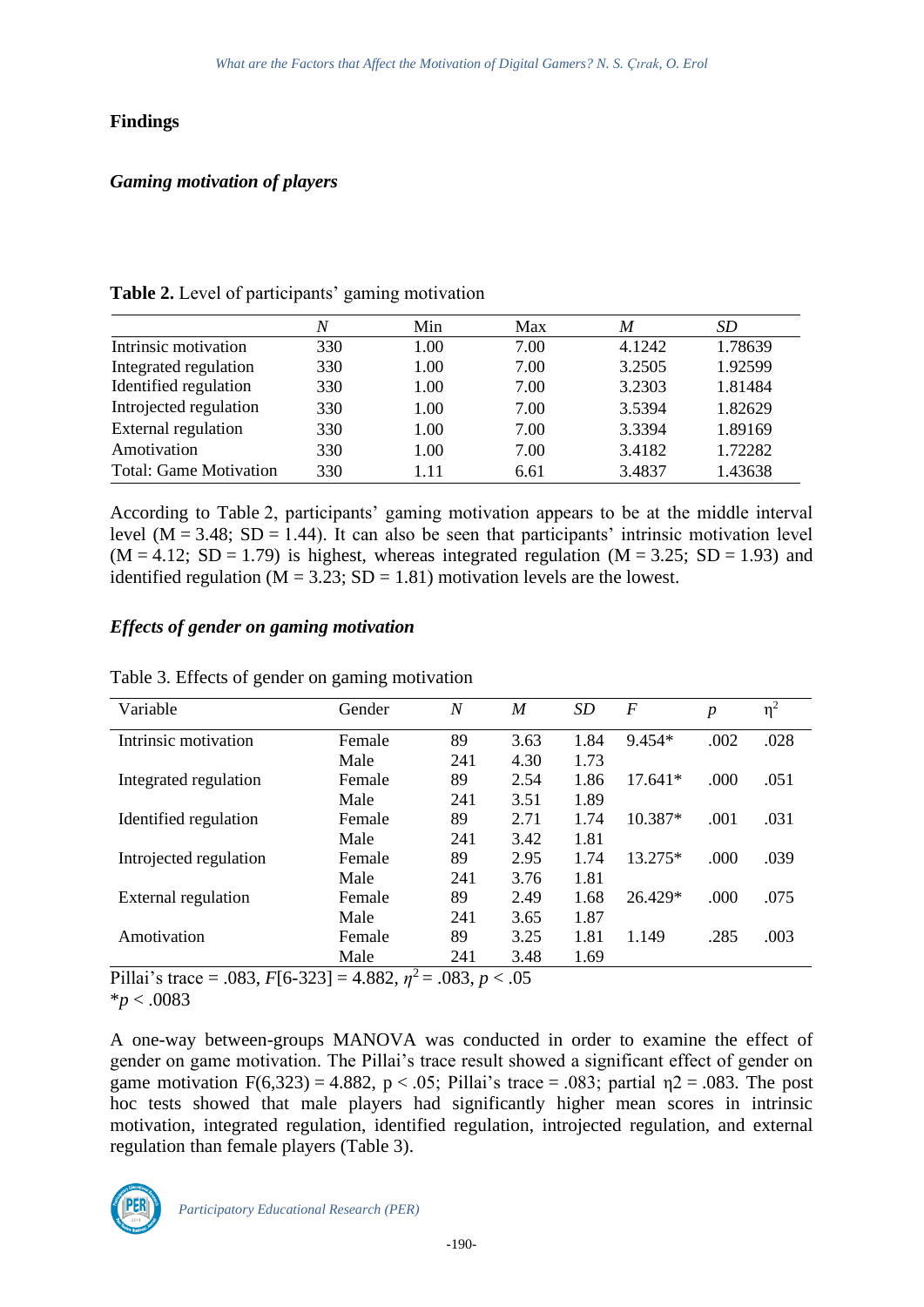## Findings

### *Gaming motivation of players*

**Table 2.** Level of participants' gaming motivation

| | *N* | Min | Max | *M* | *SD* |
|---|---|---|---|---|---|
| Intrinsic motivation | 330 | 1.00 | 7.00 | 4.1242 | 1.78639 |
| Integrated regulation | 330 | 1.00 | 7.00 | 3.2505 | 1.92599 |
| Identified regulation | 330 | 1.00 | 7.00 | 3.2303 | 1.81484 |
| Introjected regulation | 330 | 1.00 | 7.00 | 3.5394 | 1.82629 |
| External regulation | 330 | 1.00 | 7.00 | 3.3394 | 1.89169 |
| Amotivation | 330 | 1.00 | 7.00 | 3.4182 | 1.72282 |
| Total: Game Motivation | 330 | 1.11 | 6.61 | 3.4837 | 1.43638 |

According to Table 2, participants' gaming motivation appears to be at the middle interval level (M = 3.48; SD = 1.44). It can also be seen that participants' intrinsic motivation level (M = 4.12; SD = 1.79) is highest, whereas integrated regulation (M = 3.25; SD = 1.93) and identified regulation (M = 3.23; SD = 1.81) motivation levels are the lowest.

### *Effects of gender on gaming motivation*

Table 3. Effects of gender on gaming motivation

| Variable | Gender | *N* | *M* | *SD* | *F* | *p* | $\eta^2$ |
|---|---|---|---|---|---|---|---|
| Intrinsic motivation | Female | 89 | 3.63 | 1.84 | 9.454* | .002 | .028 |
| | Male | 241 | 4.30 | 1.73 | | | |
| Integrated regulation | Female | 89 | 2.54 | 1.86 | 17.641* | .000 | .051 |
| | Male | 241 | 3.51 | 1.89 | | | |
| Identified regulation | Female | 89 | 2.71 | 1.74 | 10.387* | .001 | .031 |
| | Male | 241 | 3.42 | 1.81 | | | |
| Introjected regulation | Female | 89 | 2.95 | 1.74 | 13.275* | .000 | .039 |
| | Male | 241 | 3.76 | 1.81 | | | |
| External regulation | Female | 89 | 2.49 | 1.68 | 26.429* | .000 | .075 |
| | Male | 241 | 3.65 | 1.87 | | | |
| Amotivation | Female | 89 | 3.25 | 1.81 | 1.149 | .285 | .003 |
| | Male | 241 | 3.48 | 1.69 | | | |

Pillai's trace = .083, $F[6\text{-}323] = 4.882$, $\eta^2 = .083$, $p < .05$

*$p < .0083$

A one-way between-groups MANOVA was conducted in order to examine the effect of gender on game motivation. The Pillai's trace result showed a significant effect of gender on game motivation $F(6,323) = 4.882$, $p < .05$; Pillai's trace = .083; partial $\eta^2 = .083$. The post hoc tests showed that male players had significantly higher mean scores in intrinsic motivation, integrated regulation, identified regulation, introjected regulation, and external regulation than female players (Table 3).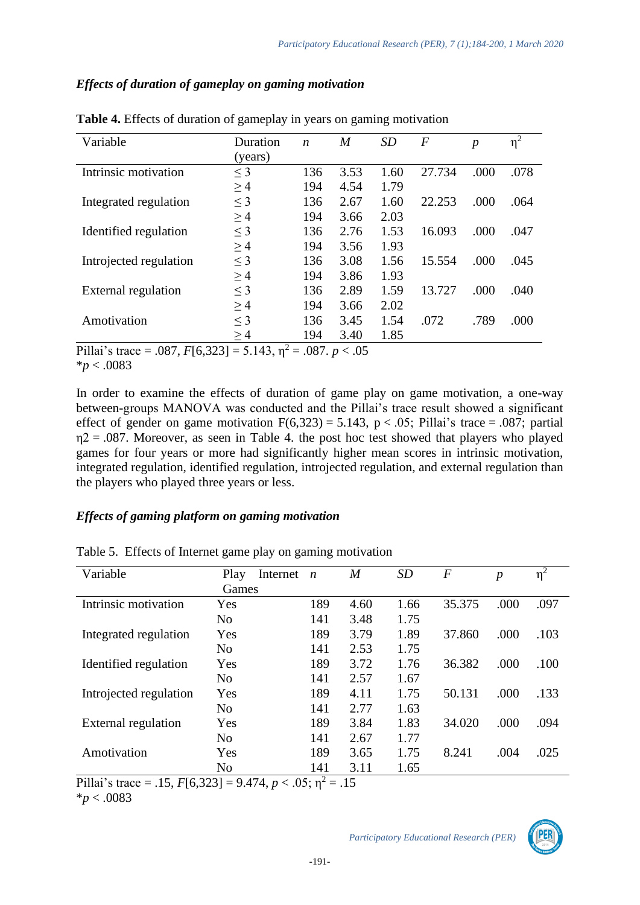### *Effects of duration of gameplay on gaming motivation*

**Table 4.** Effects of duration of gameplay in years on gaming motivation

| Variable | Duration (years) | $n$ | $M$ | $SD$ | $F$ | $p$ | $\eta^2$ |
|---|---|---|---|---|---|---|---|
| Intrinsic motivation | ≤ 3 | 136 | 3.53 | 1.60 | 27.734 | .000 | .078 |
| | ≥ 4 | 194 | 4.54 | 1.79 | | | |
| Integrated regulation | ≤ 3 | 136 | 2.67 | 1.60 | 22.253 | .000 | .064 |
| | ≥ 4 | 194 | 3.66 | 2.03 | | | |
| Identified regulation | ≤ 3 | 136 | 2.76 | 1.53 | 16.093 | .000 | .047 |
| | ≥ 4 | 194 | 3.56 | 1.93 | | | |
| Introjected regulation | ≤ 3 | 136 | 3.08 | 1.56 | 15.554 | .000 | .045 |
| | ≥ 4 | 194 | 3.86 | 1.93 | | | |
| External regulation | ≤ 3 | 136 | 2.89 | 1.59 | 13.727 | .000 | .040 |
| | ≥ 4 | 194 | 3.66 | 2.02 | | | |
| Amotivation | ≤ 3 | 136 | 3.45 | 1.54 | .072 | .789 | .000 |
| | ≥ 4 | 194 | 3.40 | 1.85 | | | |

Pillai's trace = .087, $F[6,323] = 5.143$, $\eta^2 = .087$. $p < .05$
*$p < .0083$

In order to examine the effects of duration of game play on game motivation, a one-way between-groups MANOVA was conducted and the Pillai's trace result showed a significant effect of gender on game motivation $F(6,323) = 5.143$, $p < .05$; Pillai's trace = .087; partial $\eta 2 = .087$. Moreover, as seen in Table 4. the post hoc test showed that players who played games for four years or more had significantly higher mean scores in intrinsic motivation, integrated regulation, identified regulation, introjected regulation, and external regulation than the players who played three years or less.

### *Effects of gaming platform on gaming motivation*

Table 5. Effects of Internet game play on gaming motivation

| Variable | Play Internet Games | $n$ | $M$ | $SD$ | $F$ | $p$ | $\eta^2$ |
|---|---|---|---|---|---|---|---|
| Intrinsic motivation | Yes | 189 | 4.60 | 1.66 | 35.375 | .000 | .097 |
| | No | 141 | 3.48 | 1.75 | | | |
| Integrated regulation | Yes | 189 | 3.79 | 1.89 | 37.860 | .000 | .103 |
| | No | 141 | 2.53 | 1.75 | | | |
| Identified regulation | Yes | 189 | 3.72 | 1.76 | 36.382 | .000 | .100 |
| | No | 141 | 2.57 | 1.67 | | | |
| Introjected regulation | Yes | 189 | 4.11 | 1.75 | 50.131 | .000 | .133 |
| | No | 141 | 2.77 | 1.63 | | | |
| External regulation | Yes | 189 | 3.84 | 1.83 | 34.020 | .000 | .094 |
| | No | 141 | 2.67 | 1.77 | | | |
| Amotivation | Yes | 189 | 3.65 | 1.75 | 8.241 | .004 | .025 |
| | No | 141 | 3.11 | 1.65 | | | |

Pillai's trace = .15, $F[6,323] = 9.474$, $p < .05$; $\eta^2 = .15$
*$p < .0083$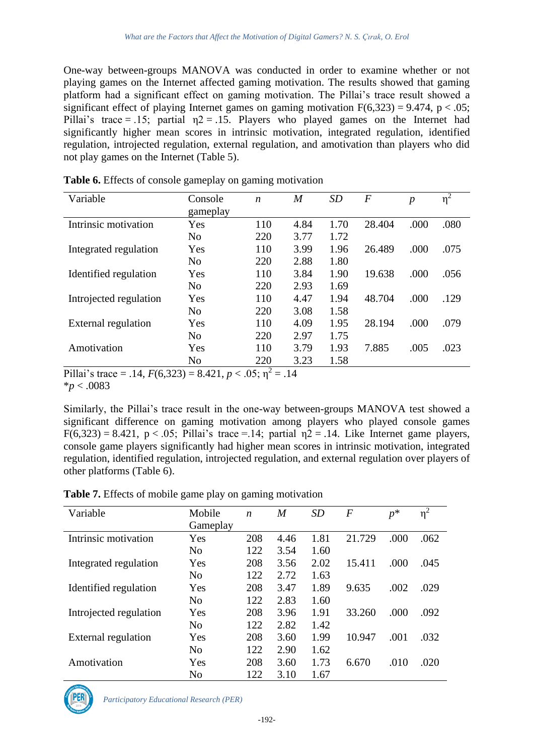One-way between-groups MANOVA was conducted in order to examine whether or not playing games on the Internet affected gaming motivation. The results showed that gaming platform had a significant effect on gaming motivation. The Pillai's trace result showed a significant effect of playing Internet games on gaming motivation $F(6,323) = 9.474$, $p < .05$; Pillai's trace = .15; partial $\eta 2 = .15$. Players who played games on the Internet had significantly higher mean scores in intrinsic motivation, integrated regulation, identified regulation, introjected regulation, external regulation, and amotivation than players who did not play games on the Internet (Table 5).

**Table 6.** Effects of console gameplay on gaming motivation

| Variable | Console gameplay | *n* | *M* | *SD* | *F* | *p* | $\eta^2$ |
|---|---|---|---|---|---|---|---|
| Intrinsic motivation | Yes | 110 | 4.84 | 1.70 | 28.404 | .000 | .080 |
| | No | 220 | 3.77 | 1.72 | | | |
| Integrated regulation | Yes | 110 | 3.99 | 1.96 | 26.489 | .000 | .075 |
| | No | 220 | 2.88 | 1.80 | | | |
| Identified regulation | Yes | 110 | 3.84 | 1.90 | 19.638 | .000 | .056 |
| | No | 220 | 2.93 | 1.69 | | | |
| Introjected regulation | Yes | 110 | 4.47 | 1.94 | 48.704 | .000 | .129 |
| | No | 220 | 3.08 | 1.58 | | | |
| External regulation | Yes | 110 | 4.09 | 1.95 | 28.194 | .000 | .079 |
| | No | 220 | 2.97 | 1.75 | | | |
| Amotivation | Yes | 110 | 3.79 | 1.93 | 7.885 | .005 | .023 |
| | No | 220 | 3.23 | 1.58 | | | |

Pillai's trace = .14, $F(6,323) = 8.421$, $p < .05$; $\eta^2 = .14$
\*$p < .0083$

Similarly, the Pillai's trace result in the one-way between-groups MANOVA test showed a significant difference on gaming motivation among players who played console games $F(6,323) = 8.421$, $p < .05$; Pillai's trace =.14; partial $\eta 2 = .14$. Like Internet game players, console game players significantly had higher mean scores in intrinsic motivation, integrated regulation, identified regulation, introjected regulation, and external regulation over players of other platforms (Table 6).

**Table 7.** Effects of mobile game play on gaming motivation

| Variable | Mobile Gameplay | *n* | *M* | *SD* | *F* | *p\** | $\eta^2$ |
|---|---|---|---|---|---|---|---|
| Intrinsic motivation | Yes | 208 | 4.46 | 1.81 | 21.729 | .000 | .062 |
| | No | 122 | 3.54 | 1.60 | | | |
| Integrated regulation | Yes | 208 | 3.56 | 2.02 | 15.411 | .000 | .045 |
| | No | 122 | 2.72 | 1.63 | | | |
| Identified regulation | Yes | 208 | 3.47 | 1.89 | 9.635 | .002 | .029 |
| | No | 122 | 2.83 | 1.60 | | | |
| Introjected regulation | Yes | 208 | 3.96 | 1.91 | 33.260 | .000 | .092 |
| | No | 122 | 2.82 | 1.42 | | | |
| External regulation | Yes | 208 | 3.60 | 1.99 | 10.947 | .001 | .032 |
| | No | 122 | 2.90 | 1.62 | | | |
| Amotivation | Yes | 208 | 3.60 | 1.73 | 6.670 | .010 | .020 |
| | No | 122 | 3.10 | 1.67 | | | |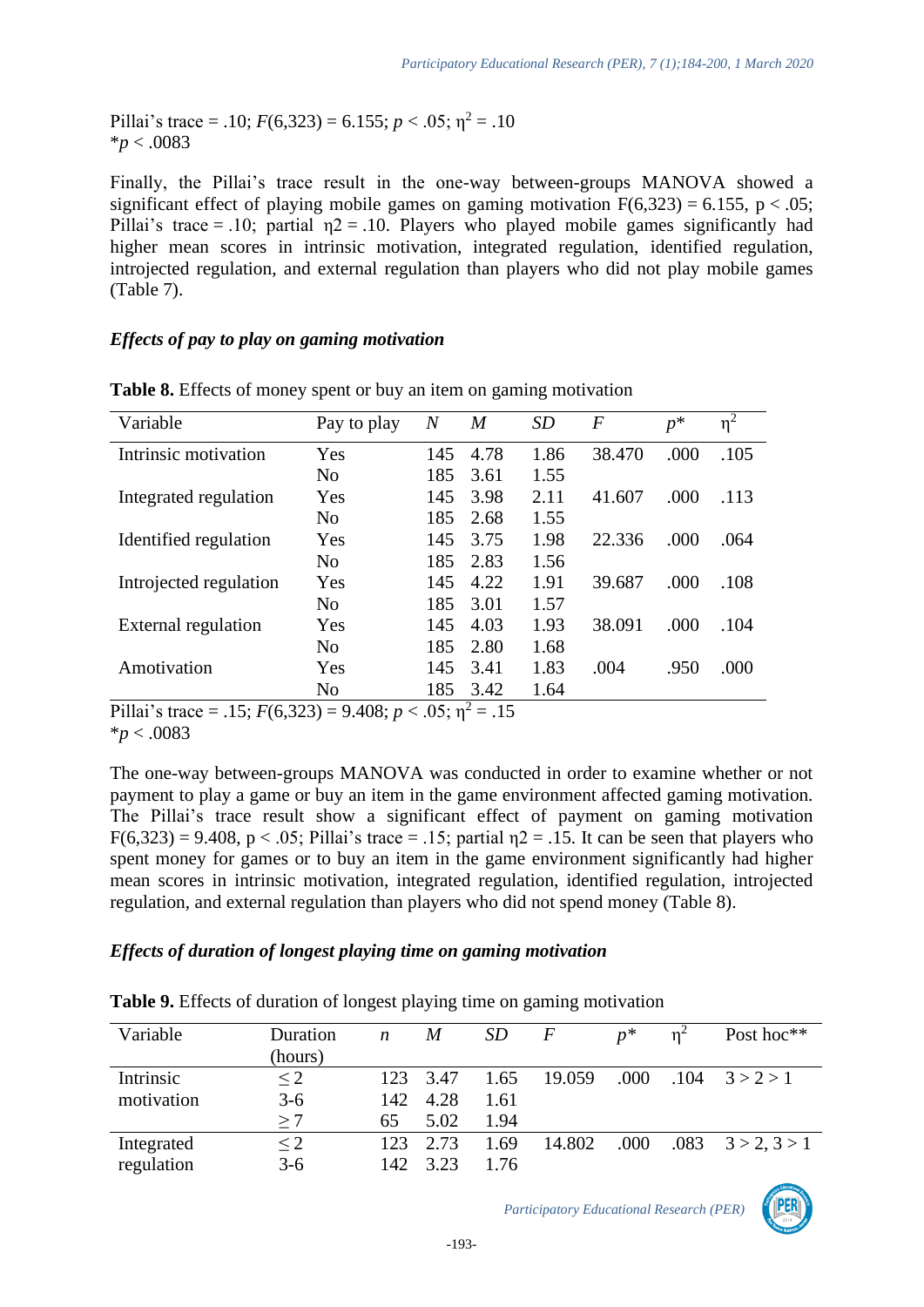Pillai's trace = .10; $F(6,323) = 6.155$; $p < .05$; $\eta^2 = .10$
*$p < .0083$

Finally, the Pillai's trace result in the one-way between-groups MANOVA showed a significant effect of playing mobile games on gaming motivation $F(6,323) = 6.155$, $p < .05$; Pillai's trace = .10; partial $\eta2 = .10$. Players who played mobile games significantly had higher mean scores in intrinsic motivation, integrated regulation, identified regulation, introjected regulation, and external regulation than players who did not play mobile games (Table 7).

### *Effects of pay to play on gaming motivation*

**Table 8.** Effects of money spent or buy an item on gaming motivation

| Variable | Pay to play | $N$ | $M$ | $SD$ | $F$ | $p$* | $\eta^2$ |
|---|---|---|---|---|---|---|---|
| Intrinsic motivation | Yes | 145 | 4.78 | 1.86 | 38.470 | .000 | .105 |
| | No | 185 | 3.61 | 1.55 | | | |
| Integrated regulation | Yes | 145 | 3.98 | 2.11 | 41.607 | .000 | .113 |
| | No | 185 | 2.68 | 1.55 | | | |
| Identified regulation | Yes | 145 | 3.75 | 1.98 | 22.336 | .000 | .064 |
| | No | 185 | 2.83 | 1.56 | | | |
| Introjected regulation | Yes | 145 | 4.22 | 1.91 | 39.687 | .000 | .108 |
| | No | 185 | 3.01 | 1.57 | | | |
| External regulation | Yes | 145 | 4.03 | 1.93 | 38.091 | .000 | .104 |
| | No | 185 | 2.80 | 1.68 | | | |
| Amotivation | Yes | 145 | 3.41 | 1.83 | .004 | .950 | .000 |
| | No | 185 | 3.42 | 1.64 | | | |

Pillai's trace = .15; $F(6,323) = 9.408$; $p < .05$; $\eta^2 = .15$
*$p < .0083$

The one-way between-groups MANOVA was conducted in order to examine whether or not payment to play a game or buy an item in the game environment affected gaming motivation. The Pillai's trace result show a significant effect of payment on gaming motivation $F(6,323) = 9.408$, $p < .05$; Pillai's trace = .15; partial $\eta2 = .15$. It can be seen that players who spent money for games or to buy an item in the game environment significantly had higher mean scores in intrinsic motivation, integrated regulation, identified regulation, introjected regulation, and external regulation than players who did not spend money (Table 8).

### *Effects of duration of longest playing time on gaming motivation*

**Table 9.** Effects of duration of longest playing time on gaming motivation

| Variable | Duration (hours) | $n$ | $M$ | $SD$ | $F$ | $p$* | $\eta^2$ | Post hoc** |
|---|---|---|---|---|---|---|---|---|
| Intrinsic motivation | $\leq 2$ | 123 | 3.47 | 1.65 | 19.059 | .000 | .104 | 3 > 2 > 1 |
| | 3-6 | 142 | 4.28 | 1.61 | | | | |
| | $\geq 7$ | 65 | 5.02 | 1.94 | | | | |
| Integrated regulation | $\leq 2$ | 123 | 2.73 | 1.69 | 14.802 | .000 | .083 | 3 > 2, 3 > 1 |
| | 3-6 | 142 | 3.23 | 1.76 | | | | |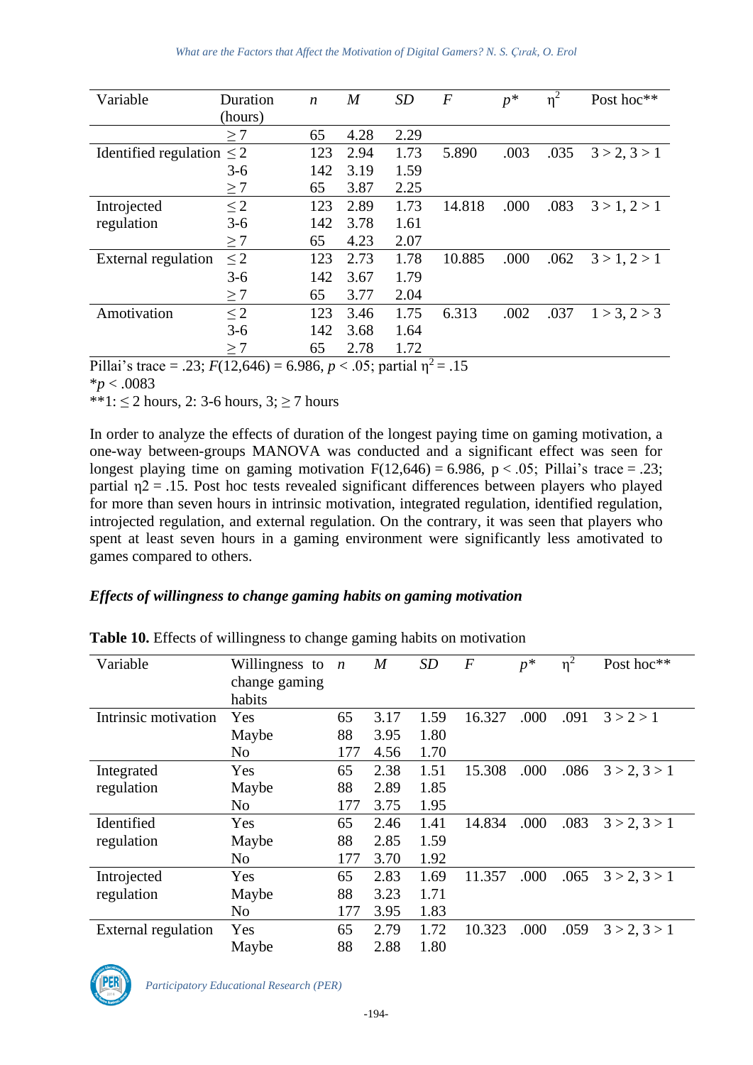| Variable | Duration (hours) | $n$ | $M$ | $SD$ | $F$ | $p$* | $\eta^2$ | Post hoc** |
|---|---|---|---|---|---|---|---|---|
| | ≥ 7 | 65 | 4.28 | 2.29 | | | | |
| Identified regulation | ≤ 2 | 123 | 2.94 | 1.73 | 5.890 | .003 | .035 | 3 > 2, 3 > 1 |
| | 3-6 | 142 | 3.19 | 1.59 | | | | |
| | ≥ 7 | 65 | 3.87 | 2.25 | | | | |
| Introjected regulation | ≤ 2 | 123 | 2.89 | 1.73 | 14.818 | .000 | .083 | 3 > 1, 2 > 1 |
| | 3-6 | 142 | 3.78 | 1.61 | | | | |
| | ≥ 7 | 65 | 4.23 | 2.07 | | | | |
| External regulation | ≤ 2 | 123 | 2.73 | 1.78 | 10.885 | .000 | .062 | 3 > 1, 2 > 1 |
| | 3-6 | 142 | 3.67 | 1.79 | | | | |
| | ≥ 7 | 65 | 3.77 | 2.04 | | | | |
| Amotivation | ≤ 2 | 123 | 3.46 | 1.75 | 6.313 | .002 | .037 | 1 > 3, 2 > 3 |
| | 3-6 | 142 | 3.68 | 1.64 | | | | |
| | ≥ 7 | 65 | 2.78 | 1.72 | | | | |

Pillai's trace = .23; $F(12,646) = 6.986$, $p < .05$; partial $\eta^2 = .15$

*$p < .0083$

**1: ≤ 2 hours, 2: 3-6 hours, 3; ≥ 7 hours

In order to analyze the effects of duration of the longest paying time on gaming motivation, a one-way between-groups MANOVA was conducted and a significant effect was seen for longest playing time on gaming motivation $F(12,646) = 6.986$, $p < .05$; Pillai's trace = .23; partial $\eta 2 = .15$. Post hoc tests revealed significant differences between players who played for more than seven hours in intrinsic motivation, integrated regulation, identified regulation, introjected regulation, and external regulation. On the contrary, it was seen that players who spent at least seven hours in a gaming environment were significantly less amotivated to games compared to others.

### *Effects of willingness to change gaming habits on gaming motivation*

**Table 10.** Effects of willingness to change gaming habits on motivation

| Variable | Willingness to change gaming habits | $n$ | $M$ | $SD$ | $F$ | $p$* | $\eta^2$ | Post hoc** |
|---|---|---|---|---|---|---|---|---|
| Intrinsic motivation | Yes | 65 | 3.17 | 1.59 | 16.327 | .000 | .091 | 3 > 2 > 1 |
| | Maybe | 88 | 3.95 | 1.80 | | | | |
| | No | 177 | 4.56 | 1.70 | | | | |
| Integrated regulation | Yes | 65 | 2.38 | 1.51 | 15.308 | .000 | .086 | 3 > 2, 3 > 1 |
| | Maybe | 88 | 2.89 | 1.85 | | | | |
| | No | 177 | 3.75 | 1.95 | | | | |
| Identified regulation | Yes | 65 | 2.46 | 1.41 | 14.834 | .000 | .083 | 3 > 2, 3 > 1 |
| | Maybe | 88 | 2.85 | 1.59 | | | | |
| | No | 177 | 3.70 | 1.92 | | | | |
| Introjected regulation | Yes | 65 | 2.83 | 1.69 | 11.357 | .000 | .065 | 3 > 2, 3 > 1 |
| | Maybe | 88 | 3.23 | 1.71 | | | | |
| | No | 177 | 3.95 | 1.83 | | | | |
| External regulation | Yes | 65 | 2.79 | 1.72 | 10.323 | .000 | .059 | 3 > 2, 3 > 1 |
| | Maybe | 88 | 2.88 | 1.80 | | | | |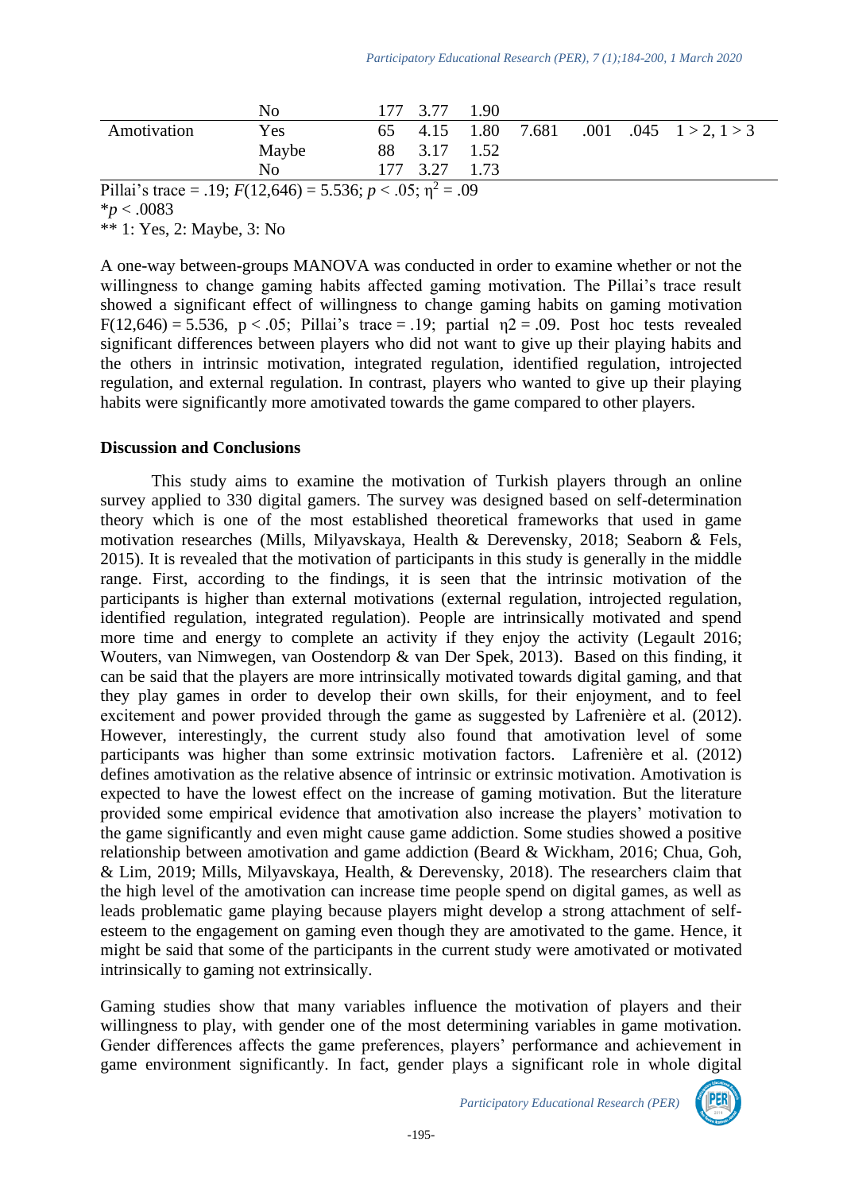| | | | | | | | | |
|---|---|---|---|---|---|---|---|---|
| | No | 177 | 3.77 | 1.90 | | | | |
| Amotivation | Yes | 65 | 4.15 | 1.80 | 7.681 | .001 | .045 | 1 > 2, 1 > 3 |
| | Maybe | 88 | 3.17 | 1.52 | | | | |
| | No | 177 | 3.27 | 1.73 | | | | |

Pillai's trace = .19; $F(12{,}646) = 5.536$; $p < .05$; $\eta^2 = .09$

*$p < .0083$

** 1: Yes, 2: Maybe, 3: No

A one-way between-groups MANOVA was conducted in order to examine whether or not the willingness to change gaming habits affected gaming motivation. The Pillai's trace result showed a significant effect of willingness to change gaming habits on gaming motivation $F(12{,}646) = 5.536$, $p < .05$; Pillai's trace = .19; partial $\eta2 = .09$. Post hoc tests revealed significant differences between players who did not want to give up their playing habits and the others in intrinsic motivation, integrated regulation, identified regulation, introjected regulation, and external regulation. In contrast, players who wanted to give up their playing habits were significantly more amotivated towards the game compared to other players.

## Discussion and Conclusions

This study aims to examine the motivation of Turkish players through an online survey applied to 330 digital gamers. The survey was designed based on self-determination theory which is one of the most established theoretical frameworks that used in game motivation researches (Mills, Milyavskaya, Health & Derevensky, 2018; Seaborn & Fels, 2015). It is revealed that the motivation of participants in this study is generally in the middle range. First, according to the findings, it is seen that the intrinsic motivation of the participants is higher than external motivations (external regulation, introjected regulation, identified regulation, integrated regulation). People are intrinsically motivated and spend more time and energy to complete an activity if they enjoy the activity (Legault 2016; Wouters, van Nimwegen, van Oostendorp & van Der Spek, 2013). Based on this finding, it can be said that the players are more intrinsically motivated towards digital gaming, and that they play games in order to develop their own skills, for their enjoyment, and to feel excitement and power provided through the game as suggested by Lafrenière et al. (2012). However, interestingly, the current study also found that amotivation level of some participants was higher than some extrinsic motivation factors. Lafrenière et al. (2012) defines amotivation as the relative absence of intrinsic or extrinsic motivation. Amotivation is expected to have the lowest effect on the increase of gaming motivation. But the literature provided some empirical evidence that amotivation also increase the players' motivation to the game significantly and even might cause game addiction. Some studies showed a positive relationship between amotivation and game addiction (Beard & Wickham, 2016; Chua, Goh, & Lim, 2019; Mills, Milyavskaya, Health, & Derevensky, 2018). The researchers claim that the high level of the amotivation can increase time people spend on digital games, as well as leads problematic game playing because players might develop a strong attachment of self-esteem to the engagement on gaming even though they are amotivated to the game. Hence, it might be said that some of the participants in the current study were amotivated or motivated intrinsically to gaming not extrinsically.

Gaming studies show that many variables influence the motivation of players and their willingness to play, with gender one of the most determining variables in game motivation. Gender differences affects the game preferences, players' performance and achievement in game environment significantly. In fact, gender plays a significant role in whole digital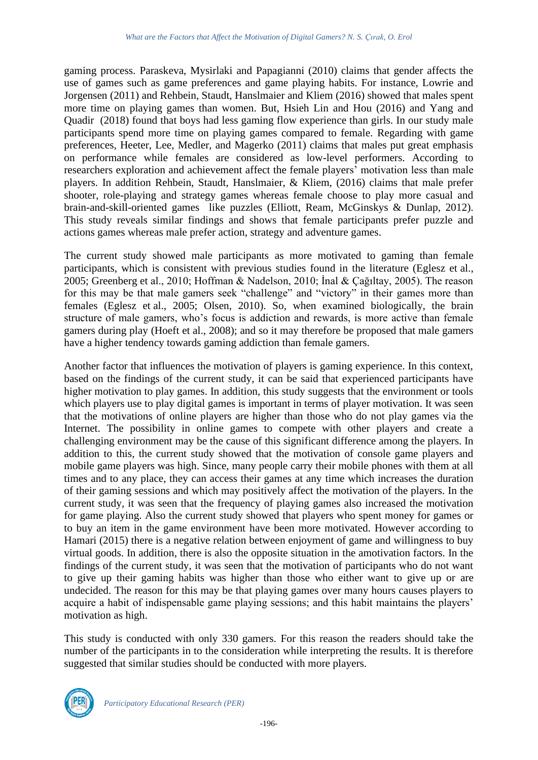gaming process. Paraskeva, Mysirlaki and Papagianni (2010) claims that gender affects the use of games such as game preferences and game playing habits. For instance, Lowrie and Jorgensen (2011) and Rehbein, Staudt, Hanslmaier and Kliem (2016) showed that males spent more time on playing games than women. But, Hsieh Lin and Hou (2016) and Yang and Quadir (2018) found that boys had less gaming flow experience than girls. In our study male participants spend more time on playing games compared to female. Regarding with game preferences, Heeter, Lee, Medler, and Magerko (2011) claims that males put great emphasis on performance while females are considered as low-level performers. According to researchers exploration and achievement affect the female players' motivation less than male players. In addition Rehbein, Staudt, Hanslmaier, & Kliem, (2016) claims that male prefer shooter, role-playing and strategy games whereas female choose to play more casual and brain-and-skill-oriented games like puzzles (Elliott, Ream, McGinskys & Dunlap, 2012). This study reveals similar findings and shows that female participants prefer puzzle and actions games whereas male prefer action, strategy and adventure games.

The current study showed male participants as more motivated to gaming than female participants, which is consistent with previous studies found in the literature (Eglesz et al., 2005; Greenberg et al., 2010; Hoffman & Nadelson, 2010; İnal & Çağıltay, 2005). The reason for this may be that male gamers seek "challenge" and "victory" in their games more than females (Eglesz et al., 2005; Olsen, 2010). So, when examined biologically, the brain structure of male gamers, who's focus is addiction and rewards, is more active than female gamers during play (Hoeft et al., 2008); and so it may therefore be proposed that male gamers have a higher tendency towards gaming addiction than female gamers.

Another factor that influences the motivation of players is gaming experience. In this context, based on the findings of the current study, it can be said that experienced participants have higher motivation to play games. In addition, this study suggests that the environment or tools which players use to play digital games is important in terms of player motivation. It was seen that the motivations of online players are higher than those who do not play games via the Internet. The possibility in online games to compete with other players and create a challenging environment may be the cause of this significant difference among the players. In addition to this, the current study showed that the motivation of console game players and mobile game players was high. Since, many people carry their mobile phones with them at all times and to any place, they can access their games at any time which increases the duration of their gaming sessions and which may positively affect the motivation of the players. In the current study, it was seen that the frequency of playing games also increased the motivation for game playing. Also the current study showed that players who spent money for games or to buy an item in the game environment have been more motivated. However according to Hamari (2015) there is a negative relation between enjoyment of game and willingness to buy virtual goods. In addition, there is also the opposite situation in the amotivation factors. In the findings of the current study, it was seen that the motivation of participants who do not want to give up their gaming habits was higher than those who either want to give up or are undecided. The reason for this may be that playing games over many hours causes players to acquire a habit of indispensable game playing sessions; and this habit maintains the players' motivation as high.

This study is conducted with only 330 gamers. For this reason the readers should take the number of the participants in to the consideration while interpreting the results. It is therefore suggested that similar studies should be conducted with more players.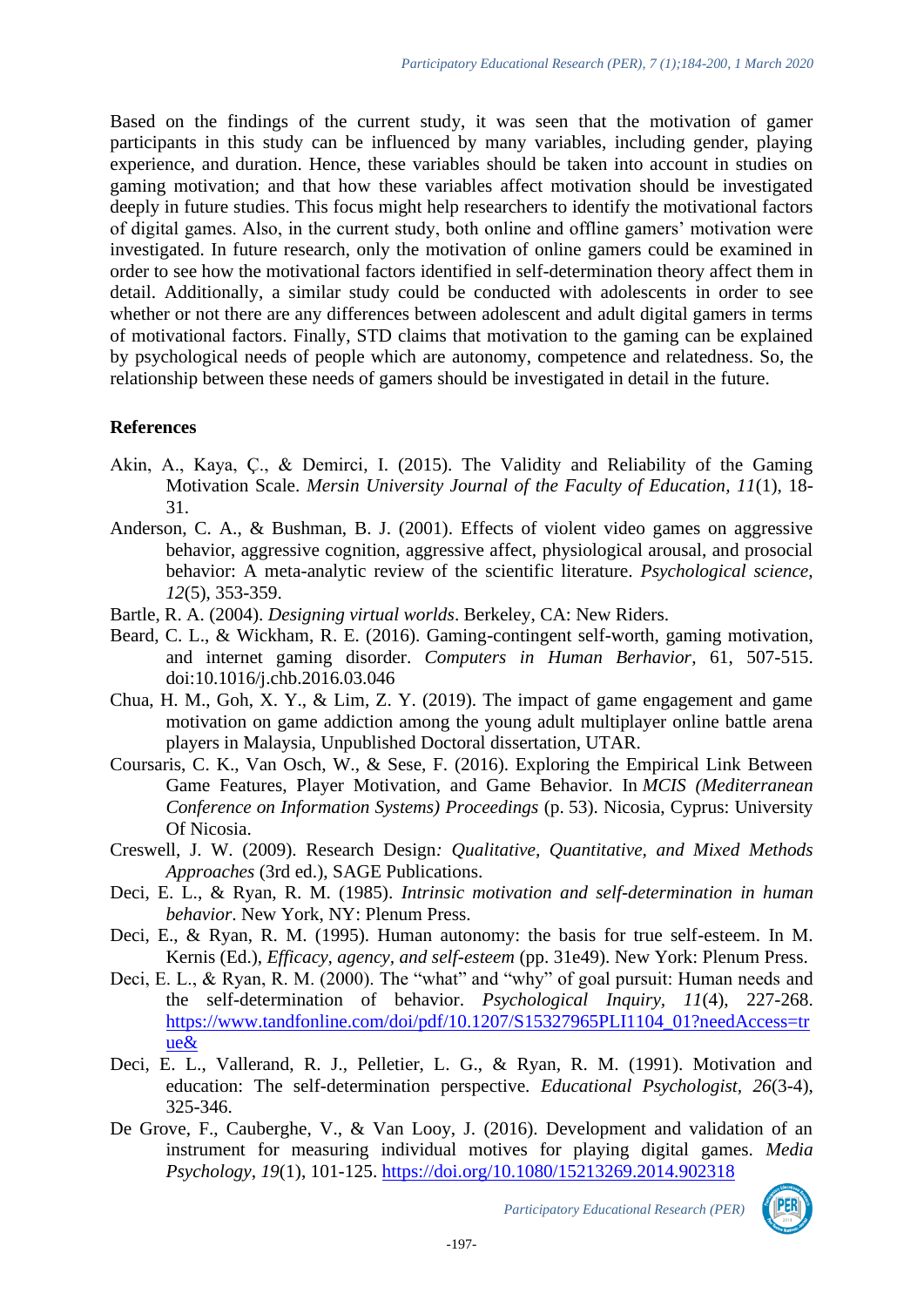Based on the findings of the current study, it was seen that the motivation of gamer participants in this study can be influenced by many variables, including gender, playing experience, and duration. Hence, these variables should be taken into account in studies on gaming motivation; and that how these variables affect motivation should be investigated deeply in future studies. This focus might help researchers to identify the motivational factors of digital games. Also, in the current study, both online and offline gamers' motivation were investigated. In future research, only the motivation of online gamers could be examined in order to see how the motivational factors identified in self-determination theory affect them in detail. Additionally, a similar study could be conducted with adolescents in order to see whether or not there are any differences between adolescent and adult digital gamers in terms of motivational factors. Finally, STD claims that motivation to the gaming can be explained by psychological needs of people which are autonomy, competence and relatedness. So, the relationship between these needs of gamers should be investigated in detail in the future.

## References

Akin, A., Kaya, Ç., & Demirci, I. (2015). The Validity and Reliability of the Gaming Motivation Scale. *Mersin University Journal of the Faculty of Education, 11*(1), 18-31.

Anderson, C. A., & Bushman, B. J. (2001). Effects of violent video games on aggressive behavior, aggressive cognition, aggressive affect, physiological arousal, and prosocial behavior: A meta-analytic review of the scientific literature. *Psychological science, 12*(5), 353-359.

Bartle, R. A. (2004). *Designing virtual worlds*. Berkeley, CA: New Riders.

Beard, C. L., & Wickham, R. E. (2016). Gaming-contingent self-worth, gaming motivation, and internet gaming disorder. *Computers in Human Berhavior*, 61, 507-515. doi:10.1016/j.chb.2016.03.046

Chua, H. M., Goh, X. Y., & Lim, Z. Y. (2019). The impact of game engagement and game motivation on game addiction among the young adult multiplayer online battle arena players in Malaysia, Unpublished Doctoral dissertation, UTAR.

Coursaris, C. K., Van Osch, W., & Sese, F. (2016). Exploring the Empirical Link Between Game Features, Player Motivation, and Game Behavior. In *MCIS (Mediterranean Conference on Information Systems) Proceedings* (p. 53). Nicosia, Cyprus: University Of Nicosia.

Creswell, J. W. (2009). Research Design*: Qualitative, Quantitative, and Mixed Methods Approaches* (3rd ed.), SAGE Publications.

Deci, E. L., & Ryan, R. M. (1985). *Intrinsic motivation and self-determination in human behavior*. New York, NY: Plenum Press.

Deci, E., & Ryan, R. M. (1995). Human autonomy: the basis for true self-esteem. In M. Kernis (Ed.), *Efficacy, agency, and self-esteem* (pp. 31e49). New York: Plenum Press.

Deci, E. L., & Ryan, R. M. (2000). The "what" and "why" of goal pursuit: Human needs and the self-determination of behavior. *Psychological Inquiry, 11*(4), 227-268. https://www.tandfonline.com/doi/pdf/10.1207/S15327965PLI1104_01?needAccess=true&

Deci, E. L., Vallerand, R. J., Pelletier, L. G., & Ryan, R. M. (1991). Motivation and education: The self-determination perspective. *Educational Psychologist, 26*(3-4), 325-346.

De Grove, F., Cauberghe, V., & Van Looy, J. (2016). Development and validation of an instrument for measuring individual motives for playing digital games. *Media Psychology, 19*(1), 101-125. https://doi.org/10.1080/15213269.2014.902318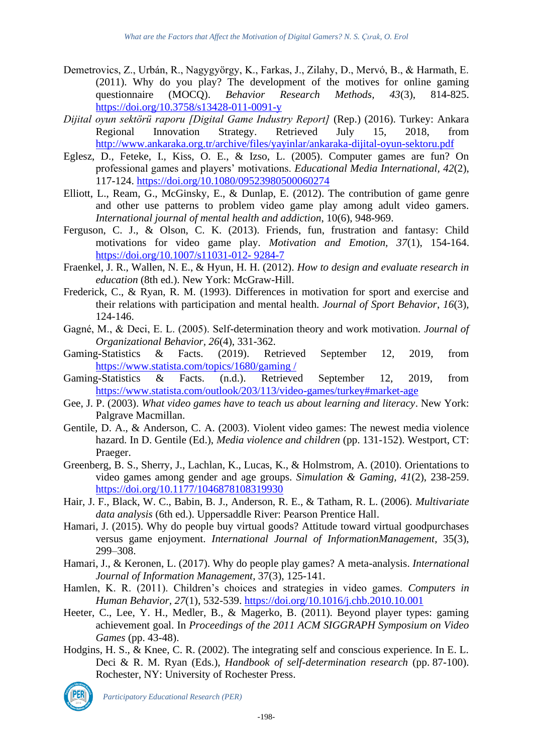Demetrovics, Z., Urbán, R., Nagygyörgy, K., Farkas, J., Zilahy, D., Mervó, B., & Harmath, E. (2011). Why do you play? The development of the motives for online gaming questionnaire (MOCQ). *Behavior Research Methods*, *43*(3), 814-825. https://doi.org/10.3758/s13428-011-0091-y

*Dijital oyun sektörü raporu [Digital Game Industry Report]* (Rep.) (2016). Turkey: Ankara Regional Innovation Strategy. Retrieved July 15, 2018, from http://www.ankaraka.org.tr/archive/files/yayinlar/ankaraka-dijital-oyun-sektoru.pdf

Eglesz, D., Feteke, I., Kiss, O. E., & Izso, L. (2005). Computer games are fun? On professional games and players' motivations. *Educational Media International, 42*(2), 117-124. https://doi.org/10.1080/09523980500060274

Elliott, L., Ream, G., McGinsky, E., & Dunlap, E. (2012). The contribution of game genre and other use patterns to problem video game play among adult video gamers. *International journal of mental health and addiction*, 10(6), 948-969.

Ferguson, C. J., & Olson, C. K. (2013). Friends, fun, frustration and fantasy: Child motivations for video game play. *Motivation and Emotion*, *37*(1), 154-164. https://doi.org/10.1007/s11031-012- 9284-7

Fraenkel, J. R., Wallen, N. E., & Hyun, H. H. (2012). *How to design and evaluate research in education* (8th ed.). New York: McGraw-Hill.

Frederick, C., & Ryan, R. M. (1993). Differences in motivation for sport and exercise and their relations with participation and mental health. *Journal of Sport Behavior*, *16*(3), 124-146.

Gagné, M., & Deci, E. L. (2005). Self-determination theory and work motivation. *Journal of Organizational Behavior*, *26*(4), 331-362.

Gaming-Statistics & Facts. (2019). Retrieved September 12, 2019, from https://www.statista.com/topics/1680/gaming /

Gaming-Statistics & Facts. (n.d.). Retrieved September 12, 2019, from https://www.statista.com/outlook/203/113/video-games/turkey#market-age

Gee, J. P. (2003). *What video games have to teach us about learning and literacy*. New York: Palgrave Macmillan.

Gentile, D. A., & Anderson, C. A. (2003). Violent video games: The newest media violence hazard. In D. Gentile (Ed.), *Media violence and children* (pp. 131-152). Westport, CT: Praeger.

Greenberg, B. S., Sherry, J., Lachlan, K., Lucas, K., & Holmstrom, A. (2010). Orientations to video games among gender and age groups. *Simulation & Gaming, 41*(2), 238-259. https://doi.org/10.1177/1046878108319930

Hair, J. F., Black, W. C., Babin, B. J., Anderson, R. E., & Tatham, R. L. (2006). *Multivariate data analysis* (6th ed.). Uppersaddle River: Pearson Prentice Hall.

Hamari, J. (2015). Why do people buy virtual goods? Attitude toward virtual goodpurchases versus game enjoyment. *International Journal of InformationManagement*, 35(3), 299–308.

Hamari, J., & Keronen, L. (2017). Why do people play games? A meta-analysis. *International Journal of Information Management*, 37(3), 125-141.

Hamlen, K. R. (2011). Children's choices and strategies in video games. *Computers in Human Behavior, 27*(1), 532-539. https://doi.org/10.1016/j.chb.2010.10.001

Heeter, C., Lee, Y. H., Medler, B., & Magerko, B. (2011). Beyond player types: gaming achievement goal. In *Proceedings of the 2011 ACM SIGGRAPH Symposium on Video Games* (pp. 43-48).

Hodgins, H. S., & Knee, C. R. (2002). The integrating self and conscious experience. In E. L. Deci & R. M. Ryan (Eds.), *Handbook of self-determination research* (pp. 87-100). Rochester, NY: University of Rochester Press.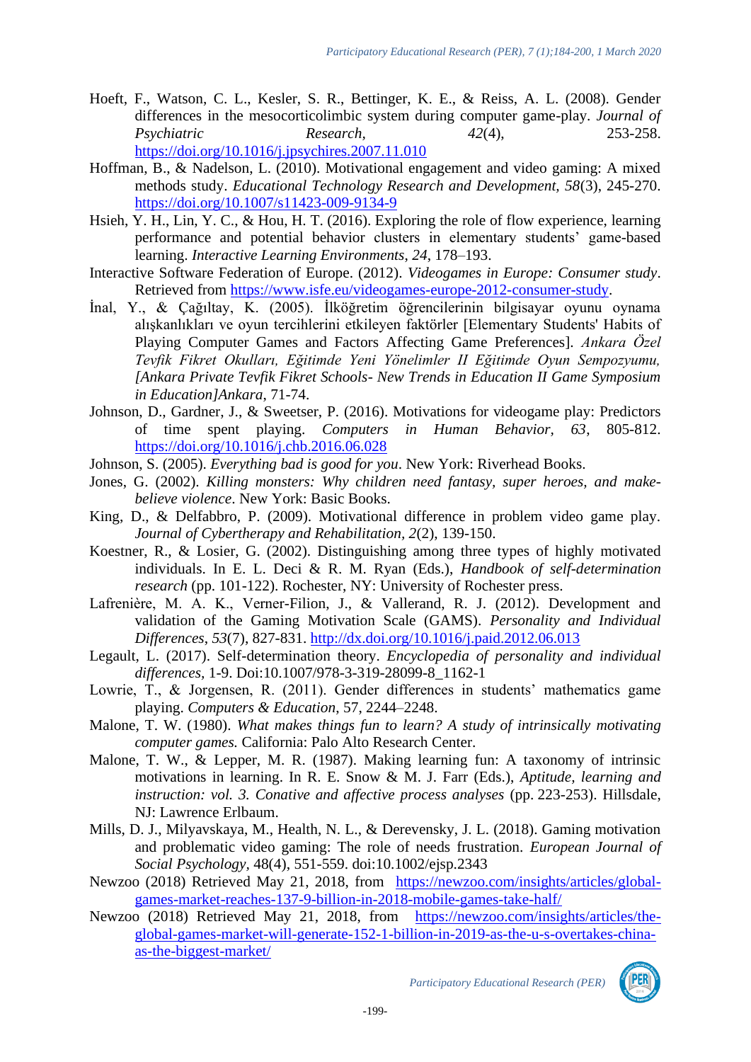Hoeft, F., Watson, C. L., Kesler, S. R., Bettinger, K. E., & Reiss, A. L. (2008). Gender differences in the mesocorticolimbic system during computer game-play. *Journal of Psychiatric Research, 42*(4), 253-258. https://doi.org/10.1016/j.jpsychires.2007.11.010

Hoffman, B., & Nadelson, L. (2010). Motivational engagement and video gaming: A mixed methods study. *Educational Technology Research and Development, 58*(3), 245-270. https://doi.org/10.1007/s11423-009-9134-9

Hsieh, Y. H., Lin, Y. C., & Hou, H. T. (2016). Exploring the role of flow experience, learning performance and potential behavior clusters in elementary students' game-based learning. *Interactive Learning Environments, 24*, 178–193.

Interactive Software Federation of Europe. (2012). *Videogames in Europe: Consumer study*. Retrieved from https://www.isfe.eu/videogames-europe-2012-consumer-study.

İnal, Y., & Çağıltay, K. (2005). İlköğretim öğrencilerinin bilgisayar oyunu oynama alışkanlıkları ve oyun tercihlerini etkileyen faktörler [Elementary Students' Habits of Playing Computer Games and Factors Affecting Game Preferences]. *Ankara Özel Tevfik Fikret Okulları, Eğitimde Yeni Yönelimler II Eğitimde Oyun Sempozyumu, [Ankara Private Tevfik Fikret Schools- New Trends in Education II Game Symposium in Education]Ankara*, 71-74.

Johnson, D., Gardner, J., & Sweetser, P. (2016). Motivations for videogame play: Predictors of time spent playing. *Computers in Human Behavior, 63*, 805-812. https://doi.org/10.1016/j.chb.2016.06.028

Johnson, S. (2005). *Everything bad is good for you*. New York: Riverhead Books.

Jones, G. (2002). *Killing monsters: Why children need fantasy, super heroes, and make-believe violence*. New York: Basic Books.

King, D., & Delfabbro, P. (2009). Motivational difference in problem video game play. *Journal of Cybertherapy and Rehabilitation, 2*(2), 139-150.

Koestner, R., & Losier, G. (2002). Distinguishing among three types of highly motivated individuals. In E. L. Deci & R. M. Ryan (Eds.), *Handbook of self-determination research* (pp. 101-122). Rochester, NY: University of Rochester press.

Lafrenière, M. A. K., Verner-Filion, J., & Vallerand, R. J. (2012). Development and validation of the Gaming Motivation Scale (GAMS). *Personality and Individual Differences, 53*(7), 827-831. http://dx.doi.org/10.1016/j.paid.2012.06.013

Legault, L. (2017). Self-determination theory. *Encyclopedia of personality and individual differences,* 1-9. Doi:10.1007/978-3-319-28099-8_1162-1

Lowrie, T., & Jorgensen, R. (2011). Gender differences in students' mathematics game playing. *Computers & Education*, 57, 2244–2248.

Malone, T. W. (1980). *What makes things fun to learn? A study of intrinsically motivating computer games.* California: Palo Alto Research Center.

Malone, T. W., & Lepper, M. R. (1987). Making learning fun: A taxonomy of intrinsic motivations in learning. In R. E. Snow & M. J. Farr (Eds.), *Aptitude, learning and instruction: vol. 3. Conative and affective process analyses* (pp. 223-253). Hillsdale, NJ: Lawrence Erlbaum.

Mills, D. J., Milyavskaya, M., Health, N. L., & Derevensky, J. L. (2018). Gaming motivation and problematic video gaming: The role of needs frustration. *European Journal of Social Psychology*, 48(4), 551-559. doi:10.1002/ejsp.2343

Newzoo (2018) Retrieved May 21, 2018, from https://newzoo.com/insights/articles/global-games-market-reaches-137-9-billion-in-2018-mobile-games-take-half/

Newzoo (2018) Retrieved May 21, 2018, from https://newzoo.com/insights/articles/the-global-games-market-will-generate-152-1-billion-in-2019-as-the-u-s-overtakes-china-as-the-biggest-market/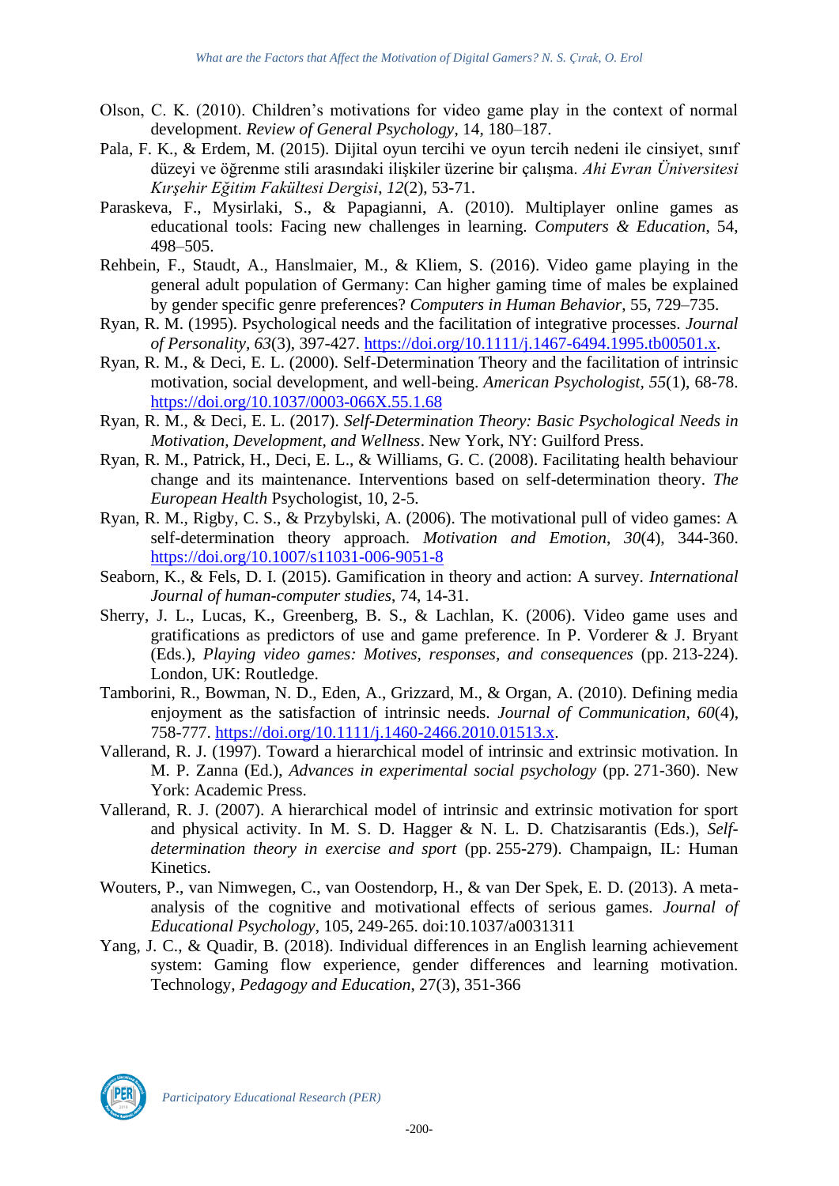Olson, C. K. (2010). Children’s motivations for video game play in the context of normal development. *Review of General Psychology*, 14, 180–187.

Pala, F. K., & Erdem, M. (2015). Dijital oyun tercihi ve oyun tercih nedeni ile cinsiyet, sınıf düzeyi ve öğrenme stili arasındaki ilişkiler üzerine bir çalışma. *Ahi Evran Üniversitesi Kırşehir Eğitim Fakültesi Dergisi*, *12*(2), 53-71.

Paraskeva, F., Mysirlaki, S., & Papagianni, A. (2010). Multiplayer online games as educational tools: Facing new challenges in learning. *Computers & Education*, 54, 498–505.

Rehbein, F., Staudt, A., Hanslmaier, M., & Kliem, S. (2016). Video game playing in the general adult population of Germany: Can higher gaming time of males be explained by gender specific genre preferences? *Computers in Human Behavior*, 55, 729–735.

Ryan, R. M. (1995). Psychological needs and the facilitation of integrative processes. *Journal of Personality, 63*(3), 397-427. https://doi.org/10.1111/j.1467-6494.1995.tb00501.x.

Ryan, R. M., & Deci, E. L. (2000). Self-Determination Theory and the facilitation of intrinsic motivation, social development, and well-being. *American Psychologist*, *55*(1), 68-78. https://doi.org/10.1037/0003-066X.55.1.68

Ryan, R. M., & Deci, E. L. (2017). *Self-Determination Theory: Basic Psychological Needs in Motivation, Development, and Wellness*. New York, NY: Guilford Press.

Ryan, R. M., Patrick, H., Deci, E. L., & Williams, G. C. (2008). Facilitating health behaviour change and its maintenance. Interventions based on self-determination theory. *The European Health* Psychologist, 10, 2-5.

Ryan, R. M., Rigby, C. S., & Przybylski, A. (2006). The motivational pull of video games: A self-determination theory approach. *Motivation and Emotion*, *30*(4), 344-360. https://doi.org/10.1007/s11031-006-9051-8

Seaborn, K., & Fels, D. I. (2015). Gamification in theory and action: A survey. *International Journal of human-computer studies*, 74, 14-31.

Sherry, J. L., Lucas, K., Greenberg, B. S., & Lachlan, K. (2006). Video game uses and gratifications as predictors of use and game preference. In P. Vorderer & J. Bryant (Eds.), *Playing video games: Motives, responses, and consequences* (pp. 213-224). London, UK: Routledge.

Tamborini, R., Bowman, N. D., Eden, A., Grizzard, M., & Organ, A. (2010). Defining media enjoyment as the satisfaction of intrinsic needs. *Journal of Communication*, *60*(4), 758-777. https://doi.org/10.1111/j.1460-2466.2010.01513.x.

Vallerand, R. J. (1997). Toward a hierarchical model of intrinsic and extrinsic motivation. In M. P. Zanna (Ed.), *Advances in experimental social psychology* (pp. 271-360). New York: Academic Press.

Vallerand, R. J. (2007). A hierarchical model of intrinsic and extrinsic motivation for sport and physical activity. In M. S. D. Hagger & N. L. D. Chatzisarantis (Eds.), *Self-determination theory in exercise and sport* (pp. 255-279). Champaign, IL: Human Kinetics.

Wouters, P., van Nimwegen, C., van Oostendorp, H., & van Der Spek, E. D. (2013). A meta-analysis of the cognitive and motivational effects of serious games. *Journal of Educational Psychology*, 105, 249-265. doi:10.1037/a0031311

Yang, J. C., & Quadir, B. (2018). Individual differences in an English learning achievement system: Gaming flow experience, gender differences and learning motivation. Technology, *Pedagogy and Education*, 27(3), 351-366